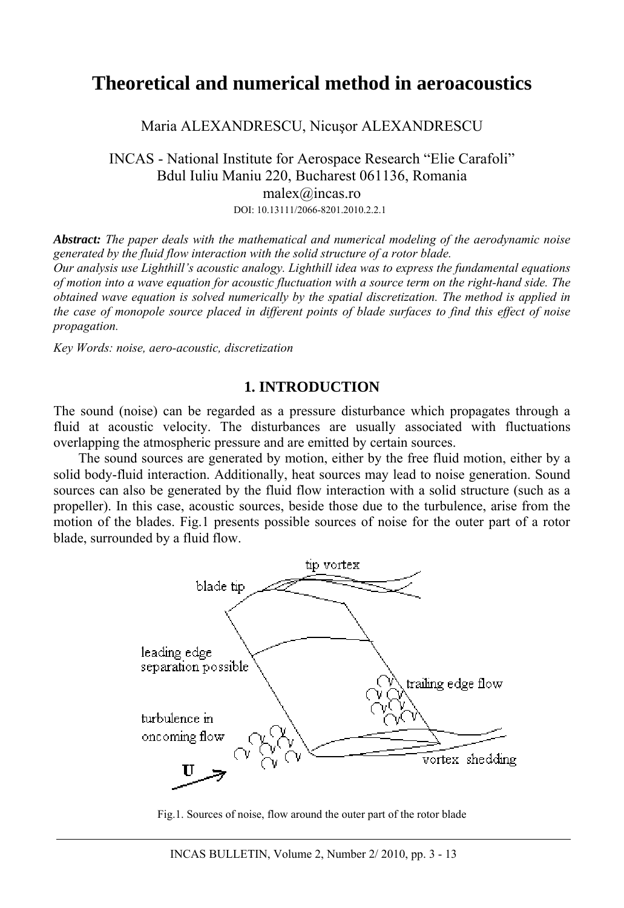# Theoretical and numerical method in aeroacoustics

Maria ALEXANDRESCU, Nicuşor ALEXANDRESCU

INCAS - National Institute for Aerospace Research "Elie Carafoli"
Bdul Iuliu Maniu 220, Bucharest 061136, Romania
malex@incas.ro
DOI: 10.13111/2066-8201.2010.2.2.1

***Abstract:*** *The paper deals with the mathematical and numerical modeling of the aerodynamic noise generated by the fluid flow interaction with the solid structure of a rotor blade.*
*Our analysis use Lighthill's acoustic analogy. Lighthill idea was to express the fundamental equations of motion into a wave equation for acoustic fluctuation with a source term on the right-hand side. The obtained wave equation is solved numerically by the spatial discretization. The method is applied in the case of monopole source placed in different points of blade surfaces to find this effect of noise propagation.*

*Key Words: noise, aero-acoustic, discretization*

## 1. INTRODUCTION

The sound (noise) can be regarded as a pressure disturbance which propagates through a fluid at acoustic velocity. The disturbances are usually associated with fluctuations overlapping the atmospheric pressure and are emitted by certain sources.

The sound sources are generated by motion, either by the free fluid motion, either by a solid body-fluid interaction. Additionally, heat sources may lead to noise generation. Sound sources can also be generated by the fluid flow interaction with a solid structure (such as a propeller). In this case, acoustic sources, beside those due to the turbulence, arise from the motion of the blades. Fig.1 presents possible sources of noise for the outer part of a rotor blade, surrounded by a fluid flow.

Fig.1. Sources of noise, flow around the outer part of the rotor blade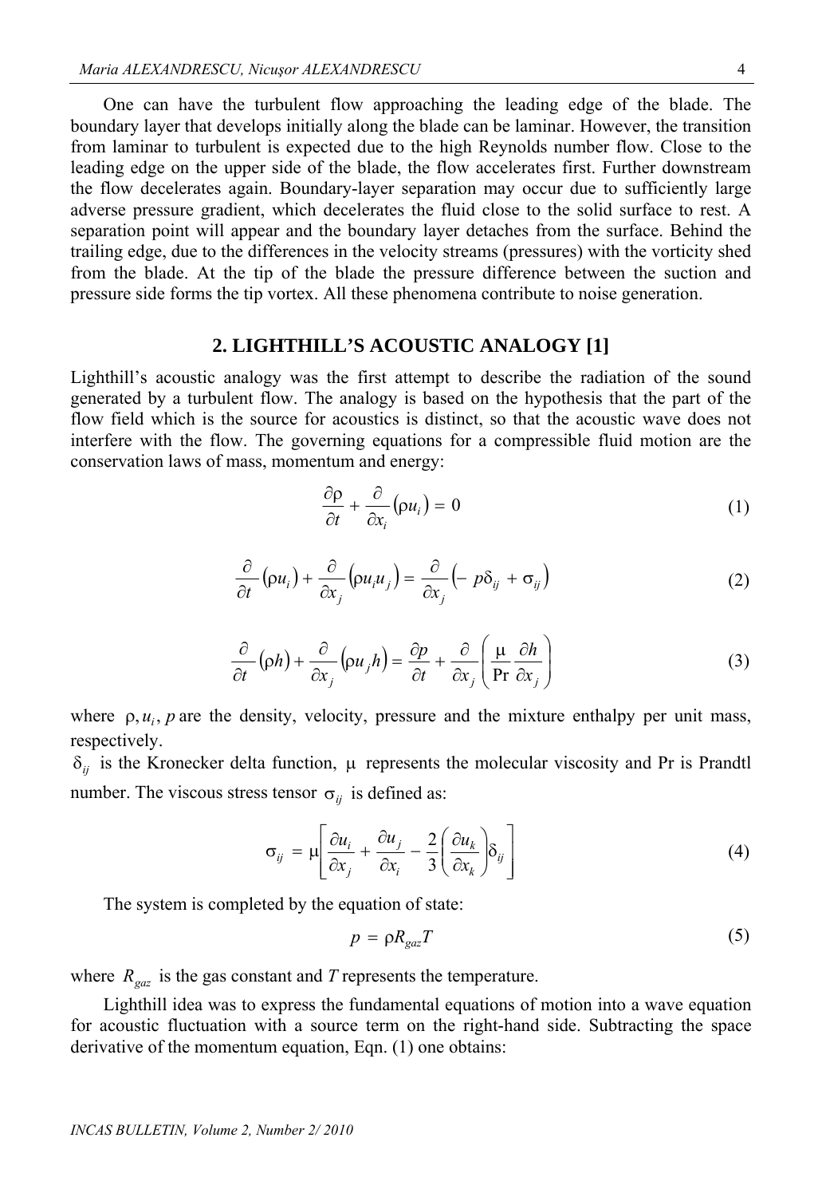One can have the turbulent flow approaching the leading edge of the blade. The boundary layer that develops initially along the blade can be laminar. However, the transition from laminar to turbulent is expected due to the high Reynolds number flow. Close to the leading edge on the upper side of the blade, the flow accelerates first. Further downstream the flow decelerates again. Boundary-layer separation may occur due to sufficiently large adverse pressure gradient, which decelerates the fluid close to the solid surface to rest. A separation point will appear and the boundary layer detaches from the surface. Behind the trailing edge, due to the differences in the velocity streams (pressures) with the vorticity shed from the blade. At the tip of the blade the pressure difference between the suction and pressure side forms the tip vortex. All these phenomena contribute to noise generation.

## 2. LIGHTHILL'S ACOUSTIC ANALOGY [1]

Lighthill's acoustic analogy was the first attempt to describe the radiation of the sound generated by a turbulent flow. The analogy is based on the hypothesis that the part of the flow field which is the source for acoustics is distinct, so that the acoustic wave does not interfere with the flow. The governing equations for a compressible fluid motion are the conservation laws of mass, momentum and energy:

$$\frac{\partial \rho}{\partial t} + \frac{\partial}{\partial x_i}\left(\rho u_i\right) = 0 \tag{1}$$

$$\frac{\partial}{\partial t}\left(\rho u_i\right) + \frac{\partial}{\partial x_j}\left(\rho u_i u_j\right) = \frac{\partial}{\partial x_j}\left(-p\delta_{ij} + \sigma_{ij}\right) \tag{2}$$

$$\frac{\partial}{\partial t}\left(\rho h\right) + \frac{\partial}{\partial x_j}\left(\rho u_j h\right) = \frac{\partial p}{\partial t} + \frac{\partial}{\partial x_j}\left(\frac{\mu}{\Pr}\frac{\partial h}{\partial x_j}\right) \tag{3}$$

where $\rho, u_i, p$ are the density, velocity, pressure and the mixture enthalpy per unit mass, respectively.

$\delta_{ij}$ is the Kronecker delta function, $\mu$ represents the molecular viscosity and Pr is Prandtl number. The viscous stress tensor $\sigma_{ij}$ is defined as:

$$\sigma_{ij} = \mu\left[\frac{\partial u_i}{\partial x_j} + \frac{\partial u_j}{\partial x_i} - \frac{2}{3}\left(\frac{\partial u_k}{\partial x_k}\right)\delta_{ij}\right] \tag{4}$$

The system is completed by the equation of state:

$$p = \rho R_{gaz} T \tag{5}$$

where $R_{gaz}$ is the gas constant and $T$ represents the temperature.

Lighthill idea was to express the fundamental equations of motion into a wave equation for acoustic fluctuation with a source term on the right-hand side. Subtracting the space derivative of the momentum equation, Eqn. (1) one obtains: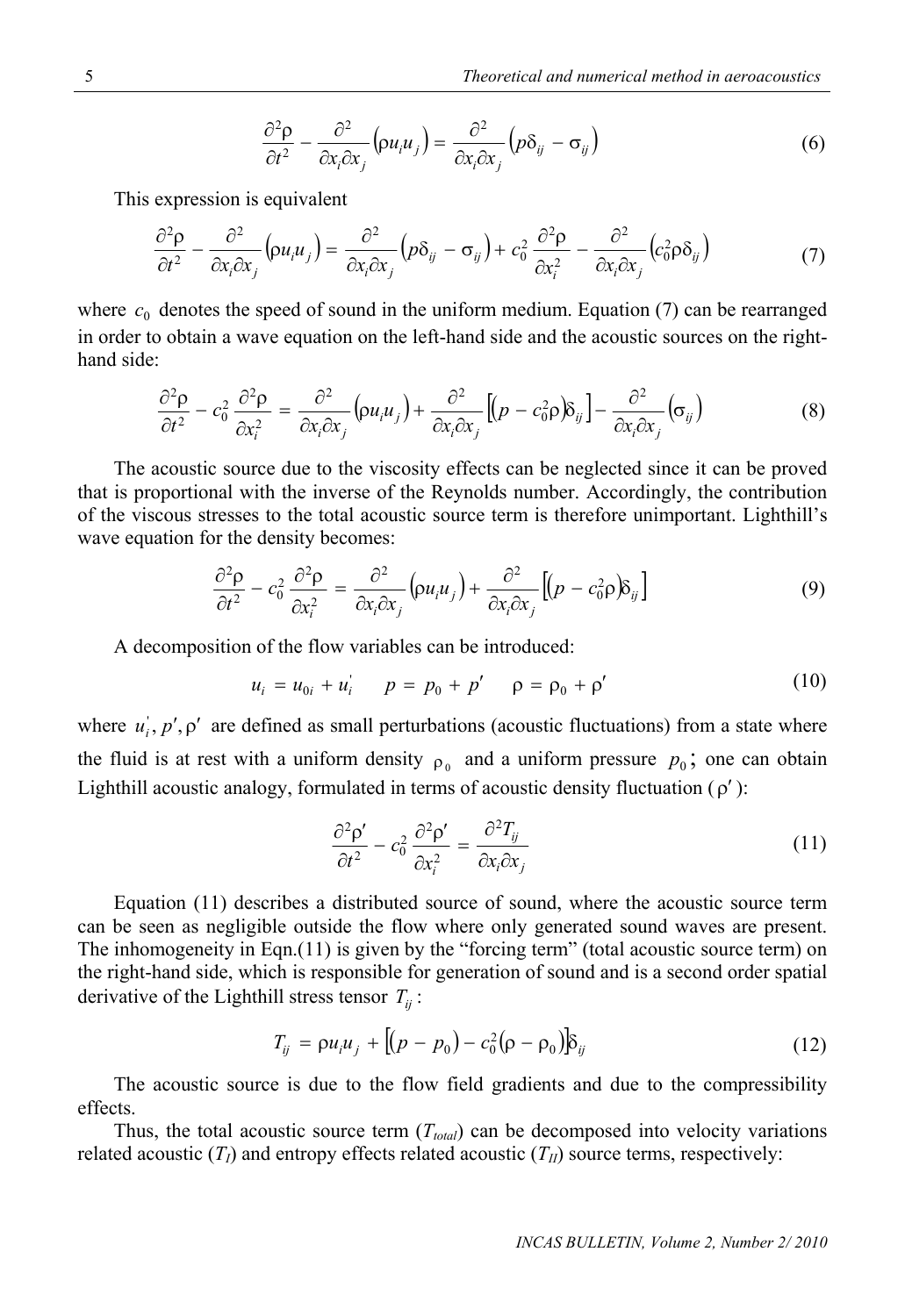$$\frac{\partial^2 \rho}{\partial t^2} - \frac{\partial^2}{\partial x_i \partial x_j}\left(\rho u_i u_j\right) = \frac{\partial^2}{\partial x_i \partial x_j}\left(p\delta_{ij} - \sigma_{ij}\right) \tag{6}$$

This expression is equivalent

$$\frac{\partial^2 \rho}{\partial t^2} - \frac{\partial^2}{\partial x_i \partial x_j}\left(\rho u_i u_j\right) = \frac{\partial^2}{\partial x_i \partial x_j}\left(p\delta_{ij} - \sigma_{ij}\right) + c_0^2 \frac{\partial^2 \rho}{\partial x_i^2} - \frac{\partial^2}{\partial x_i \partial x_j}\left(c_0^2 \rho \delta_{ij}\right) \tag{7}$$

where $c_0$ denotes the speed of sound in the uniform medium. Equation (7) can be rearranged in order to obtain a wave equation on the left-hand side and the acoustic sources on the right-hand side:

$$\frac{\partial^2 \rho}{\partial t^2} - c_0^2 \frac{\partial^2 \rho}{\partial x_i^2} = \frac{\partial^2}{\partial x_i \partial x_j}\left(\rho u_i u_j\right) + \frac{\partial^2}{\partial x_i \partial x_j}\left[\left(p - c_0^2 \rho\right)\delta_{ij}\right] - \frac{\partial^2}{\partial x_i \partial x_j}\left(\sigma_{ij}\right) \tag{8}$$

The acoustic source due to the viscosity effects can be neglected since it can be proved that is proportional with the inverse of the Reynolds number. Accordingly, the contribution of the viscous stresses to the total acoustic source term is therefore unimportant. Lighthill's wave equation for the density becomes:

$$\frac{\partial^2 \rho}{\partial t^2} - c_0^2 \frac{\partial^2 \rho}{\partial x_i^2} = \frac{\partial^2}{\partial x_i \partial x_j}\left(\rho u_i u_j\right) + \frac{\partial^2}{\partial x_i \partial x_j}\left[\left(p - c_0^2 \rho\right)\delta_{ij}\right] \tag{9}$$

A decomposition of the flow variables can be introduced:

$$u_i = u_{0i} + u_i' \qquad p = p_0 + p' \qquad \rho = \rho_0 + \rho' \tag{10}$$

where $u_i', p', \rho'$ are defined as small perturbations (acoustic fluctuations) from a state where the fluid is at rest with a uniform density $\rho_0$ and a uniform pressure $p_0$; one can obtain Lighthill acoustic analogy, formulated in terms of acoustic density fluctuation ($\rho'$):

$$\frac{\partial^2 \rho'}{\partial t^2} - c_0^2 \frac{\partial^2 \rho'}{\partial x_i^2} = \frac{\partial^2 T_{ij}}{\partial x_i \partial x_j} \tag{11}$$

Equation (11) describes a distributed source of sound, where the acoustic source term can be seen as negligible outside the flow where only generated sound waves are present. The inhomogeneity in Eqn.(11) is given by the "forcing term" (total acoustic source term) on the right-hand side, which is responsible for generation of sound and is a second order spatial derivative of the Lighthill stress tensor $T_{ij}$:

$$T_{ij} = \rho u_i u_j + \left[\left(p - p_0\right) - c_0^2\left(\rho - \rho_0\right)\right]\delta_{ij} \tag{12}$$

The acoustic source is due to the flow field gradients and due to the compressibility effects.

Thus, the total acoustic source term ($T_{total}$) can be decomposed into velocity variations related acoustic ($T_I$) and entropy effects related acoustic ($T_{II}$) source terms, respectively: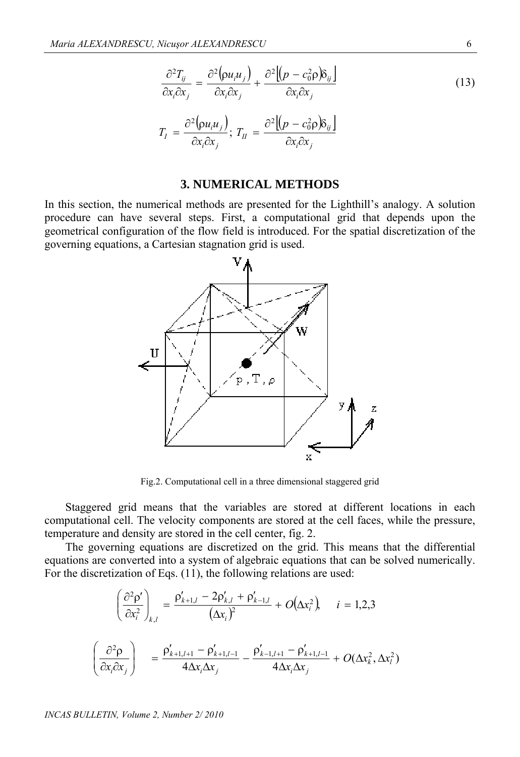$$\frac{\partial^2 T_{ij}}{\partial x_i \partial x_j} = \frac{\partial^2 (\rho u_i u_j)}{\partial x_i \partial x_j} + \frac{\partial^2 \left[ (p - c_0^2 \rho) \delta_{ij} \right]}{\partial x_i \partial x_j} \tag{13}$$

$$T_I = \frac{\partial^2 (\rho u_i u_j)}{\partial x_i \partial x_j}; \; T_{II} = \frac{\partial^2 \left[ (p - c_0^2 \rho) \delta_{ij} \right]}{\partial x_i \partial x_j}$$

## 3. NUMERICAL METHODS

In this section, the numerical methods are presented for the Lighthill's analogy. A solution procedure can have several steps. First, a computational grid that depends upon the geometrical configuration of the flow field is introduced. For the spatial discretization of the governing equations, a Cartesian stagnation grid is used.

Fig.2. Computational cell in a three dimensional staggered grid

Staggered grid means that the variables are stored at different locations in each computational cell. The velocity components are stored at the cell faces, while the pressure, temperature and density are stored in the cell center, fig. 2.

The governing equations are discretized on the grid. This means that the differential equations are converted into a system of algebraic equations that can be solved numerically. For the discretization of Eqs. (11), the following relations are used:

$$\left( \frac{\partial^2 \rho'}{\partial x_i^2} \right)_{k,l} = \frac{\rho'_{k+1,l} - 2\rho'_{k,l} + \rho'_{k-1,l}}{(\Delta x_i)^2} + O(\Delta x_i^2), \quad i = 1,2,3$$

$$\left( \frac{\partial^2 \rho}{\partial x_i \partial x_j} \right) = \frac{\rho'_{k+1,l+1} - \rho'_{k+1,l-1}}{4 \Delta x_i \Delta x_j} - \frac{\rho'_{k-1,l+1} - \rho'_{k+1,l-1}}{4 \Delta x_i \Delta x_j} + O(\Delta x_k^2, \Delta x_l^2)$$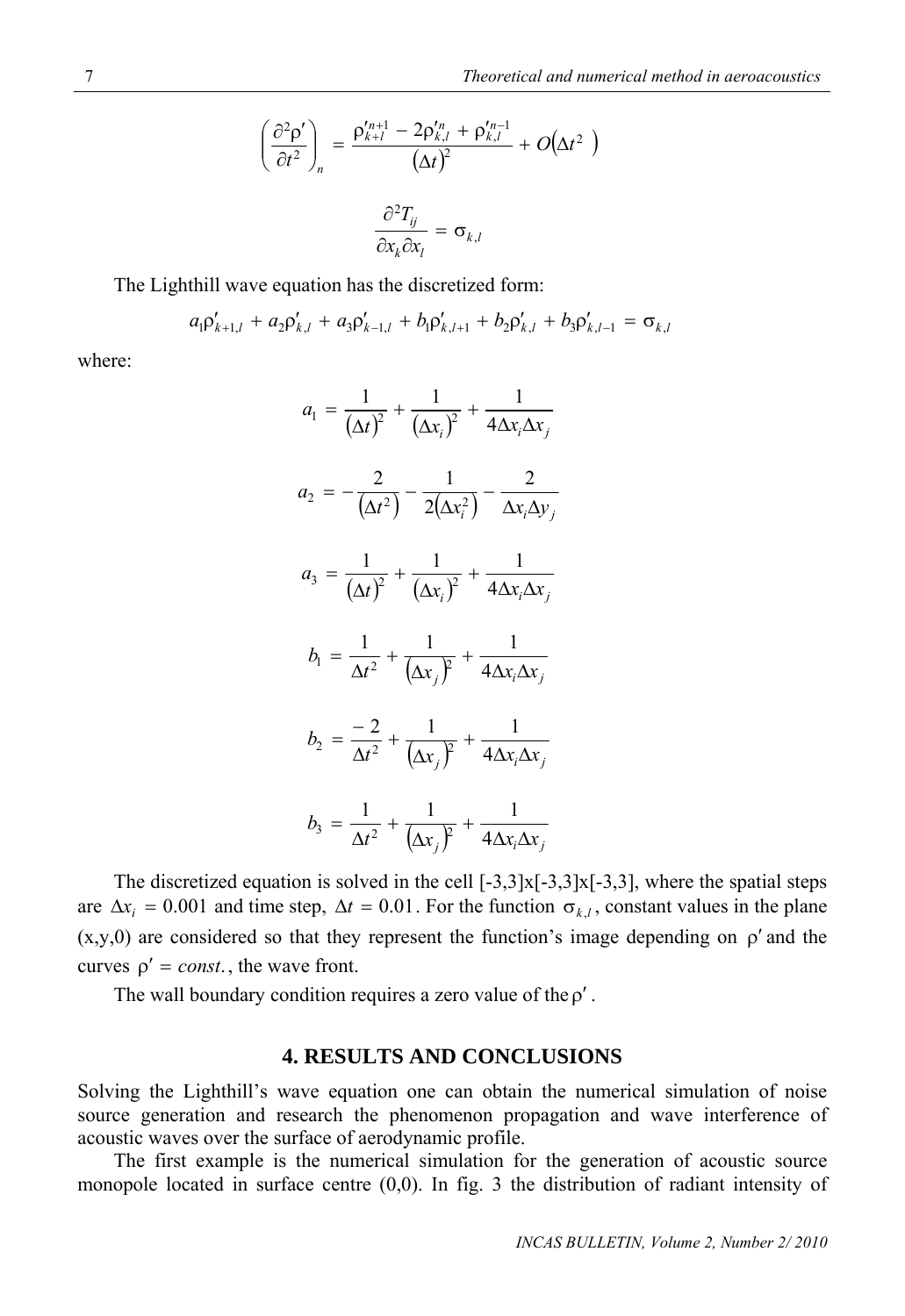$$\left(\frac{\partial^2 \rho'}{\partial t^2}\right)_n = \frac{\rho'^{n+1}_{k+l} - 2\rho'^{n}_{k,l} + \rho'^{n-1}_{k,l}}{(\Delta t)^2} + O\left(\Delta t^2\right)$$

$$\frac{\partial^2 T_{ij}}{\partial x_k \partial x_l} = \sigma_{k,l}$$

The Lighthill wave equation has the discretized form:

$$a_1\rho'_{k+1,l} + a_2\rho'_{k,l} + a_3\rho'_{k-1,l} + b_1\rho'_{k,l+1} + b_2\rho'_{k,l} + b_3\rho'_{k,l-1} = \sigma_{k,l}$$

where:

$$a_1 = \frac{1}{(\Delta t)^2} + \frac{1}{(\Delta x_i)^2} + \frac{1}{4\Delta x_i \Delta x_j}$$

$$a_2 = -\frac{2}{\left(\Delta t^2\right)} - \frac{1}{2\left(\Delta x_i^2\right)} - \frac{2}{\Delta x_i \Delta y_j}$$

$$a_3 = \frac{1}{(\Delta t)^2} + \frac{1}{(\Delta x_i)^2} + \frac{1}{4\Delta x_i \Delta x_j}$$

$$b_1 = \frac{1}{\Delta t^2} + \frac{1}{\left(\Delta x_j\right)^2} + \frac{1}{4\Delta x_i \Delta x_j}$$

$$b_2 = \frac{-2}{\Delta t^2} + \frac{1}{\left(\Delta x_j\right)^2} + \frac{1}{4\Delta x_i \Delta x_j}$$

$$b_3 = \frac{1}{\Delta t^2} + \frac{1}{\left(\Delta x_j\right)^2} + \frac{1}{4\Delta x_i \Delta x_j}$$

The discretized equation is solved in the cell [-3,3]x[-3,3]x[-3,3], where the spatial steps are $\Delta x_i = 0.001$ and time step, $\Delta t = 0.01$. For the function $\sigma_{k,l}$, constant values in the plane (x,y,0) are considered so that they represent the function's image depending on $\rho'$ and the curves $\rho' = const.$, the wave front.

The wall boundary condition requires a zero value of the $\rho'$.

## 4. RESULTS AND CONCLUSIONS

Solving the Lighthill's wave equation one can obtain the numerical simulation of noise source generation and research the phenomenon propagation and wave interference of acoustic waves over the surface of aerodynamic profile.

The first example is the numerical simulation for the generation of acoustic source monopole located in surface centre (0,0). In fig. 3 the distribution of radiant intensity of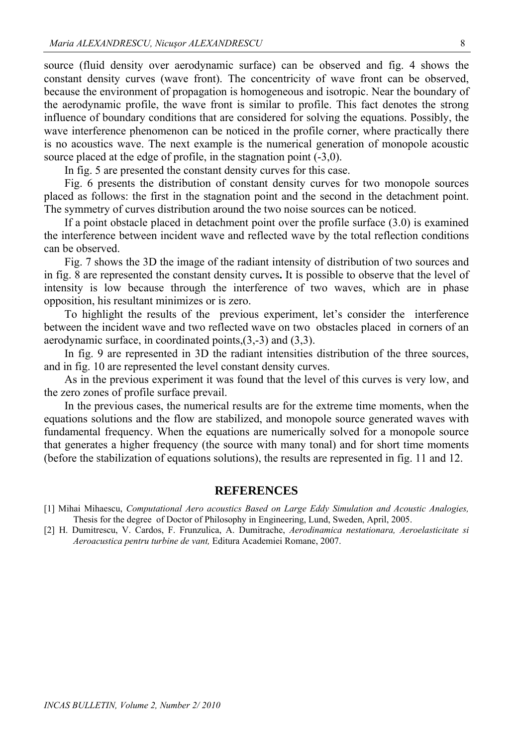source (fluid density over aerodynamic surface) can be observed and fig. 4 shows the constant density curves (wave front). The concentricity of wave front can be observed, because the environment of propagation is homogeneous and isotropic. Near the boundary of the aerodynamic profile, the wave front is similar to profile. This fact denotes the strong influence of boundary conditions that are considered for solving the equations. Possibly, the wave interference phenomenon can be noticed in the profile corner, where practically there is no acoustics wave. The next example is the numerical generation of monopole acoustic source placed at the edge of profile, in the stagnation point (-3,0).

In fig. 5 are presented the constant density curves for this case.

Fig. 6 presents the distribution of constant density curves for two monopole sources placed as follows: the first in the stagnation point and the second in the detachment point. The symmetry of curves distribution around the two noise sources can be noticed.

If a point obstacle placed in detachment point over the profile surface (3.0) is examined the interference between incident wave and reflected wave by the total reflection conditions can be observed.

Fig. 7 shows the 3D the image of the radiant intensity of distribution of two sources and in fig. 8 are represented the constant density curves**.** It is possible to observe that the level of intensity is low because through the interference of two waves, which are in phase opposition, his resultant minimizes or is zero.

To highlight the results of the previous experiment, let's consider the interference between the incident wave and two reflected wave on two obstacles placed in corners of an aerodynamic surface, in coordinated points,(3,-3) and (3,3).

In fig. 9 are represented in 3D the radiant intensities distribution of the three sources, and in fig. 10 are represented the level constant density curves.

As in the previous experiment it was found that the level of this curves is very low, and the zero zones of profile surface prevail.

In the previous cases, the numerical results are for the extreme time moments, when the equations solutions and the flow are stabilized, and monopole source generated waves with fundamental frequency. When the equations are numerically solved for a monopole source that generates a higher frequency (the source with many tonal) and for short time moments (before the stabilization of equations solutions), the results are represented in fig. 11 and 12.

## REFERENCES

[1] Mihai Mihaescu, *Computational Aero acoustics Based on Large Eddy Simulation and Acoustic Analogies,* Thesis for the degree of Doctor of Philosophy in Engineering, Lund, Sweden, April, 2005.

[2] H. Dumitrescu, V. Cardos, F. Frunzulica, A. Dumitrache, *Aerodinamica nestationara, Aeroelasticitate si Aeroacustica pentru turbine de vant,* Editura Academiei Romane, 2007.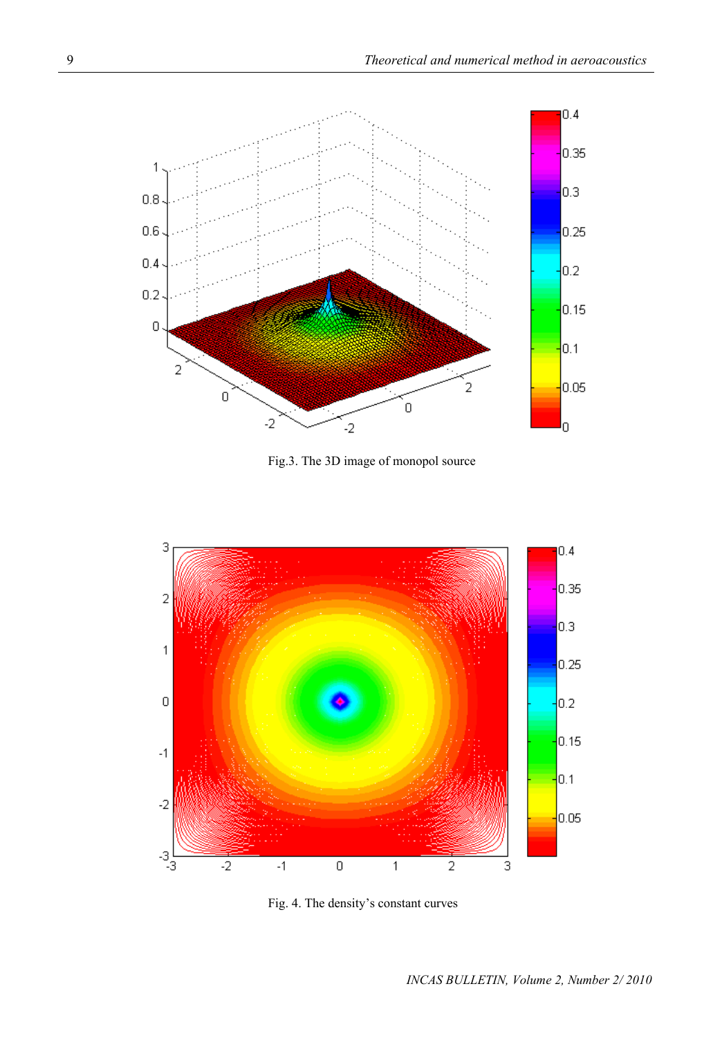Fig.3. The 3D image of monopol source

Fig. 4. The density's constant curves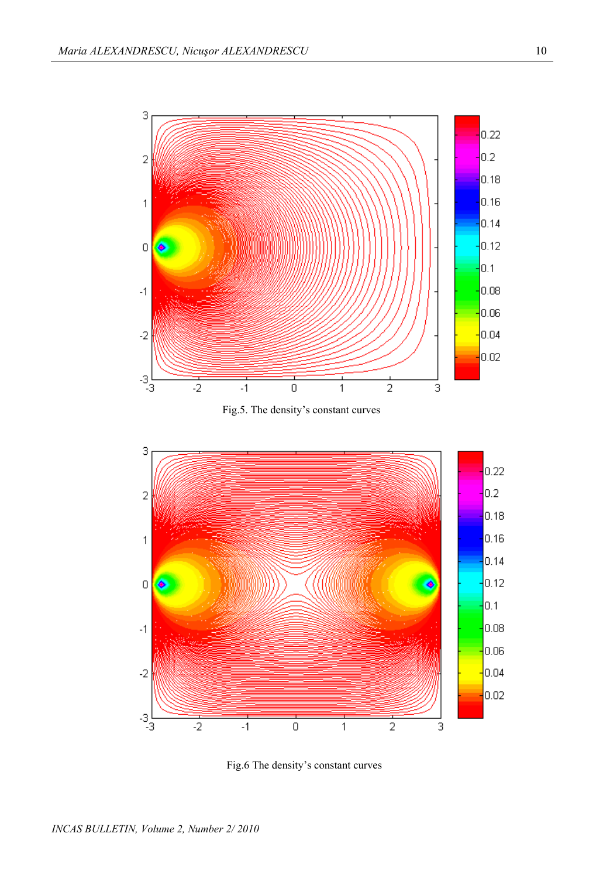Fig.5. The density’s constant curves

Fig.6 The density’s constant curves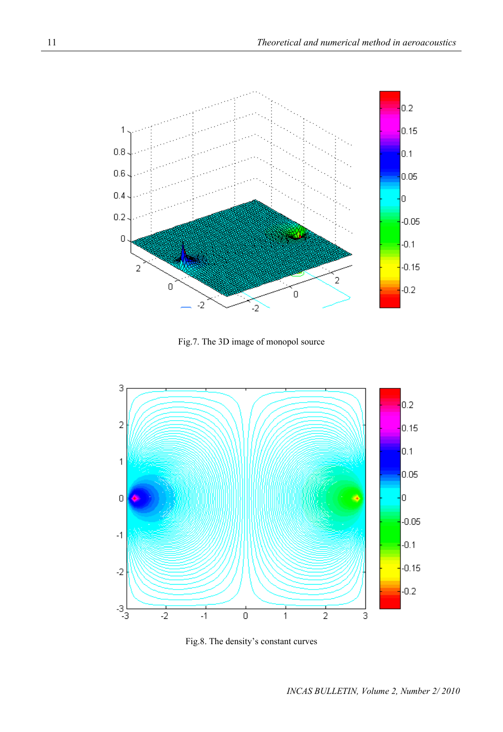Fig.7. The 3D image of monopol source

Fig.8. The density's constant curves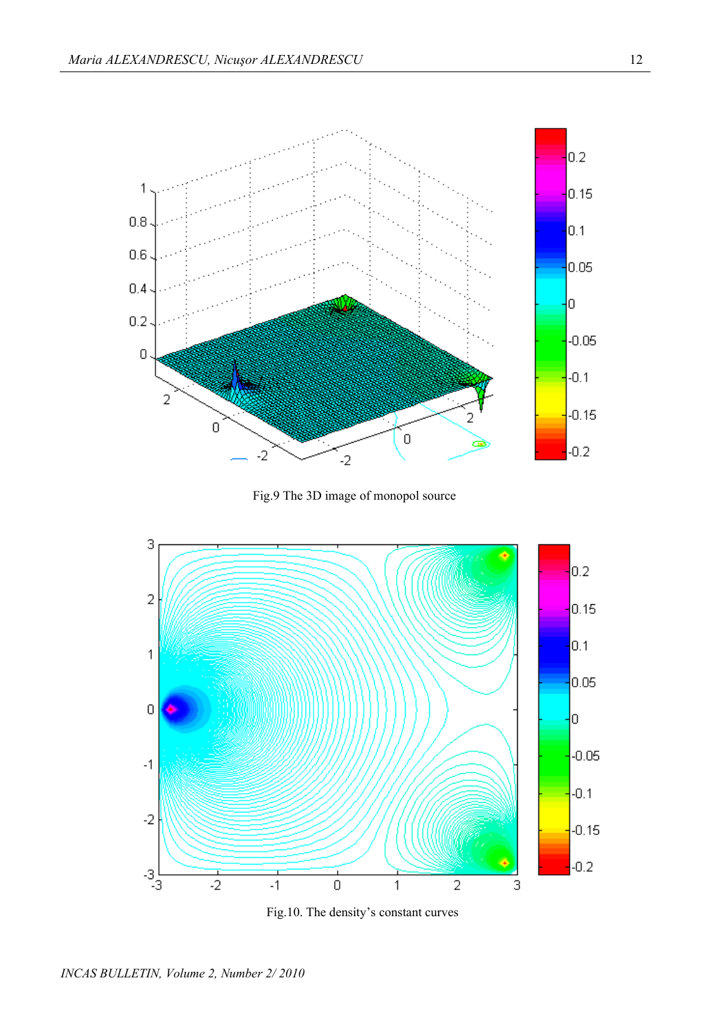Fig.9 The 3D image of monopol source

Fig.10. The density's constant curves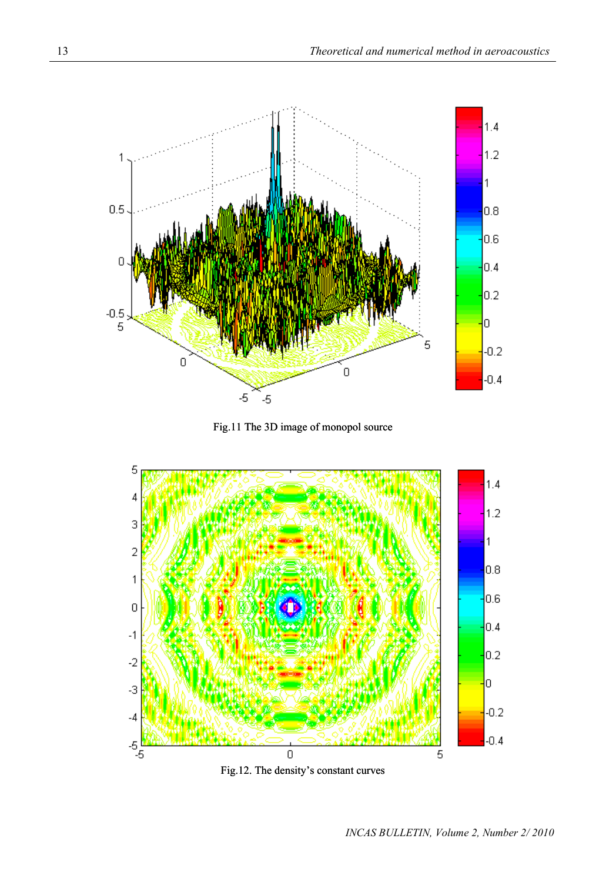1

0.5

0

-0.5

5

0

-5

-5

0

5

1.4

1.2

1

0.8

0.6

0.4

0.2

0

-0.2

-0.4

Fig.11 The 3D image of monopol source

5

4

3

2

1

0

-1

-2

-3

-4

-5

-5

0

5

1.4

1.2

1

0.8

0.6

0.4

0.2

0

-0.2

-0.4

Fig.12. The density's constant curves